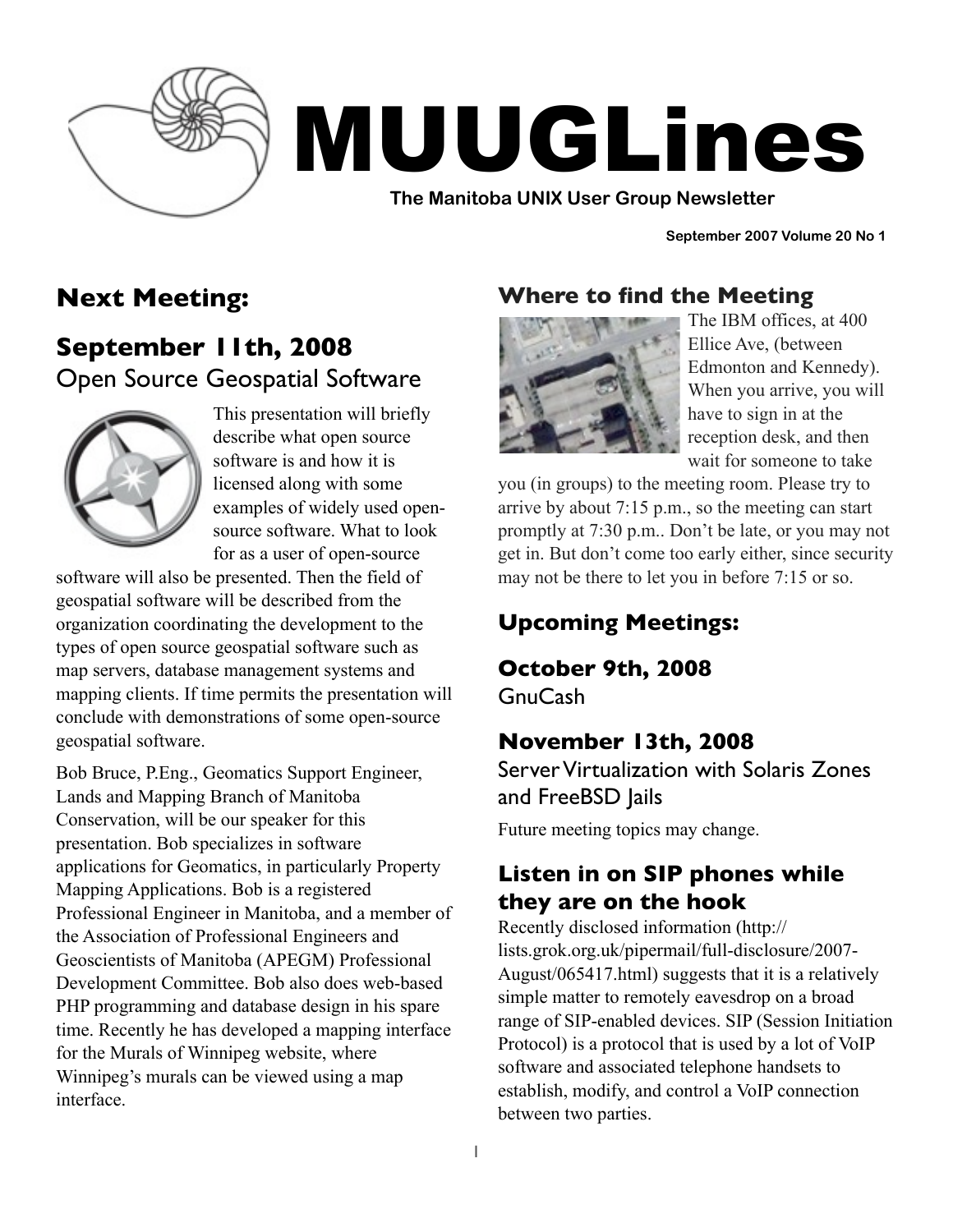# MUUGLines

**The Manitoba UNIX User Group Newsletter**

**September 2007 Volume 20 No 1**

## Next Meeting:

## September 11th, 2008

### Open Source Geospatial Software

This presentation will briefly describe what open source software is and how it is licensed along with some examples of widely used open-source software. What to look for as a user of open-source software will also be presented. Then the field of geospatial software will be described from the organization coordinating the development to the types of open source geospatial software such as map servers, database management systems and mapping clients. If time permits the presentation will conclude with demonstrations of some open-source geospatial software.

Bob Bruce, P.Eng., Geomatics Support Engineer, Lands and Mapping Branch of Manitoba Conservation, will be our speaker for this presentation. Bob specializes in software applications for Geomatics, in particularly Property Mapping Applications. Bob is a registered Professional Engineer in Manitoba, and a member of the Association of Professional Engineers and Geoscientists of Manitoba (APEGM) Professional Development Committee. Bob also does web-based PHP programming and database design in his spare time. Recently he has developed a mapping interface for the Murals of Winnipeg website, where Winnipeg's murals can be viewed using a map interface.

## Where to find the Meeting

The IBM offices, at 400 Ellice Ave, (between Edmonton and Kennedy). When you arrive, you will have to sign in at the reception desk, and then wait for someone to take you (in groups) to the meeting room. Please try to arrive by about 7:15 p.m., so the meeting can start promptly at 7:30 p.m.. Don't be late, or you may not get in. But don't come too early either, since security may not be there to let you in before 7:15 or so.

## Upcoming Meetings:

### October 9th, 2008

GnuCash

### November 13th, 2008

Server Virtualization with Solaris Zones and FreeBSD Jails

Future meeting topics may change.

## Listen in on SIP phones while they are on the hook

Recently disclosed information (http://lists.grok.org.uk/pipermail/full-disclosure/2007-August/065417.html) suggests that it is a relatively simple matter to remotely eavesdrop on a broad range of SIP-enabled devices. SIP (Session Initiation Protocol) is a protocol that is used by a lot of VoIP software and associated telephone handsets to establish, modify, and control a VoIP connection between two parties.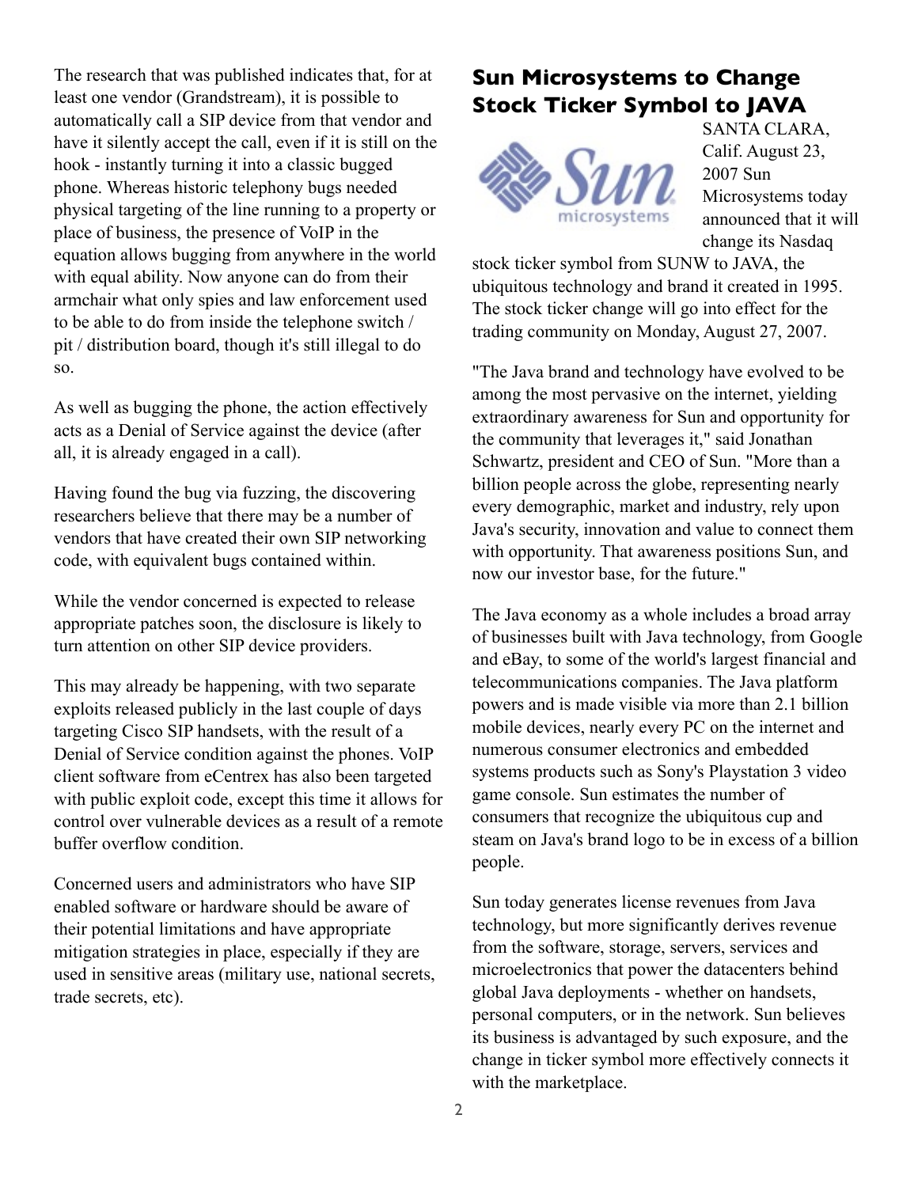The research that was published indicates that, for at least one vendor (Grandstream), it is possible to automatically call a SIP device from that vendor and have it silently accept the call, even if it is still on the hook - instantly turning it into a classic bugged phone. Whereas historic telephony bugs needed physical targeting of the line running to a property or place of business, the presence of VoIP in the equation allows bugging from anywhere in the world with equal ability. Now anyone can do from their armchair what only spies and law enforcement used to be able to do from inside the telephone switch / pit / distribution board, though it's still illegal to do so.

As well as bugging the phone, the action effectively acts as a Denial of Service against the device (after all, it is already engaged in a call).

Having found the bug via fuzzing, the discovering researchers believe that there may be a number of vendors that have created their own SIP networking code, with equivalent bugs contained within.

While the vendor concerned is expected to release appropriate patches soon, the disclosure is likely to turn attention on other SIP device providers.

This may already be happening, with two separate exploits released publicly in the last couple of days targeting Cisco SIP handsets, with the result of a Denial of Service condition against the phones. VoIP client software from eCentrex has also been targeted with public exploit code, except this time it allows for control over vulnerable devices as a result of a remote buffer overflow condition.

Concerned users and administrators who have SIP enabled software or hardware should be aware of their potential limitations and have appropriate mitigation strategies in place, especially if they are used in sensitive areas (military use, national secrets, trade secrets, etc).

## Sun Microsystems to Change Stock Ticker Symbol to JAVA

SANTA CLARA, Calif. August 23, 2007 Sun Microsystems today announced that it will change its Nasdaq stock ticker symbol from SUNW to JAVA, the ubiquitous technology and brand it created in 1995. The stock ticker change will go into effect for the trading community on Monday, August 27, 2007.

"The Java brand and technology have evolved to be among the most pervasive on the internet, yielding extraordinary awareness for Sun and opportunity for the community that leverages it," said Jonathan Schwartz, president and CEO of Sun. "More than a billion people across the globe, representing nearly every demographic, market and industry, rely upon Java's security, innovation and value to connect them with opportunity. That awareness positions Sun, and now our investor base, for the future."

The Java economy as a whole includes a broad array of businesses built with Java technology, from Google and eBay, to some of the world's largest financial and telecommunications companies. The Java platform powers and is made visible via more than 2.1 billion mobile devices, nearly every PC on the internet and numerous consumer electronics and embedded systems products such as Sony's Playstation 3 video game console. Sun estimates the number of consumers that recognize the ubiquitous cup and steam on Java's brand logo to be in excess of a billion people.

Sun today generates license revenues from Java technology, but more significantly derives revenue from the software, storage, servers, services and microelectronics that power the datacenters behind global Java deployments - whether on handsets, personal computers, or in the network. Sun believes its business is advantaged by such exposure, and the change in ticker symbol more effectively connects it with the marketplace.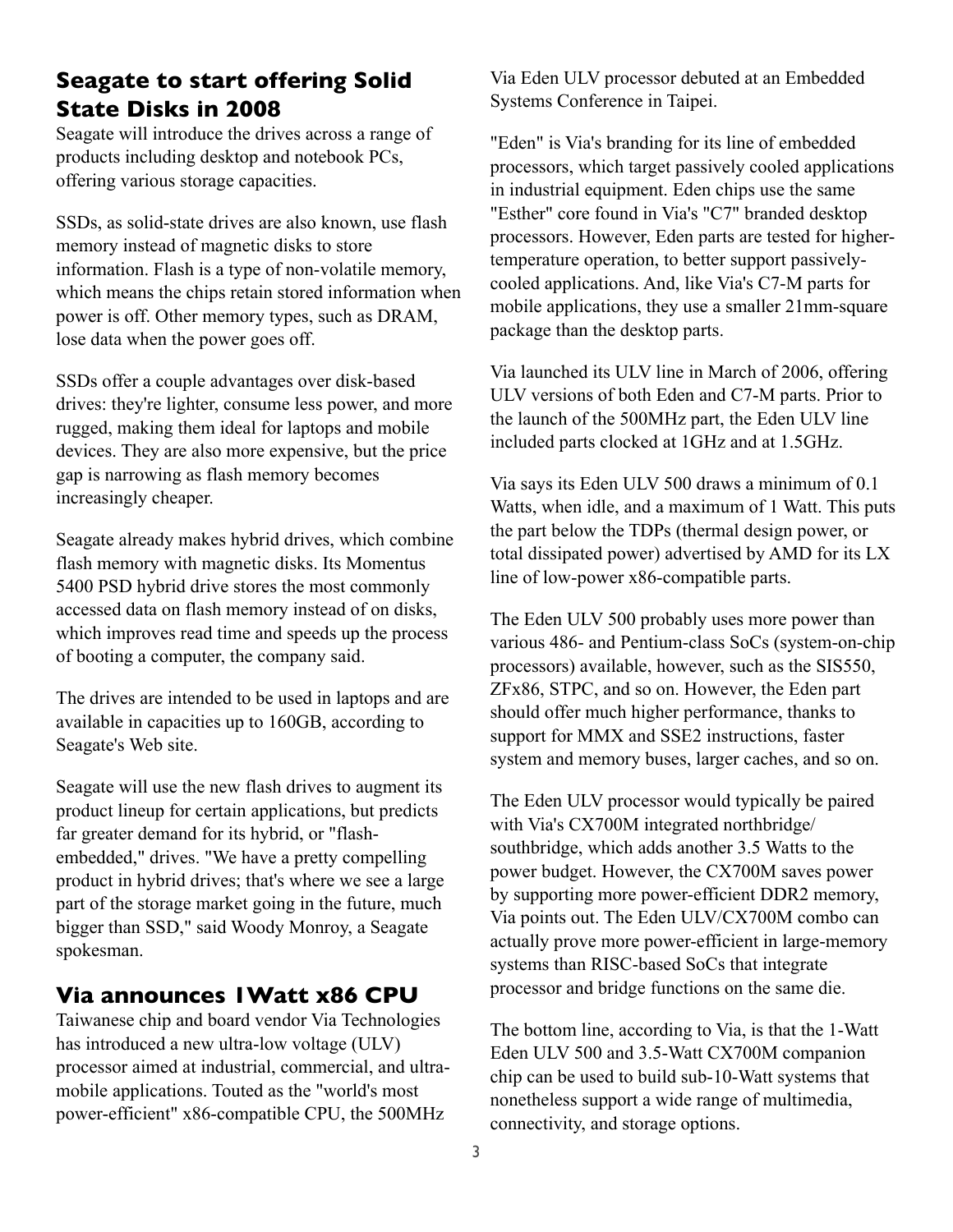## Seagate to start offering Solid State Disks in 2008

Seagate will introduce the drives across a range of products including desktop and notebook PCs, offering various storage capacities.

SSDs, as solid-state drives are also known, use flash memory instead of magnetic disks to store information. Flash is a type of non-volatile memory, which means the chips retain stored information when power is off. Other memory types, such as DRAM, lose data when the power goes off.

SSDs offer a couple advantages over disk-based drives: they're lighter, consume less power, and more rugged, making them ideal for laptops and mobile devices. They are also more expensive, but the price gap is narrowing as flash memory becomes increasingly cheaper.

Seagate already makes hybrid drives, which combine flash memory with magnetic disks. Its Momentus 5400 PSD hybrid drive stores the most commonly accessed data on flash memory instead of on disks, which improves read time and speeds up the process of booting a computer, the company said.

The drives are intended to be used in laptops and are available in capacities up to 160GB, according to Seagate's Web site.

Seagate will use the new flash drives to augment its product lineup for certain applications, but predicts far greater demand for its hybrid, or "flash-embedded," drives. "We have a pretty compelling product in hybrid drives; that's where we see a large part of the storage market going in the future, much bigger than SSD," said Woody Monroy, a Seagate spokesman.

## Via announces 1Watt x86 CPU

Taiwanese chip and board vendor Via Technologies has introduced a new ultra-low voltage (ULV) processor aimed at industrial, commercial, and ultra-mobile applications. Touted as the "world's most power-efficient" x86-compatible CPU, the 500MHz Via Eden ULV processor debuted at an Embedded Systems Conference in Taipei.

"Eden" is Via's branding for its line of embedded processors, which target passively cooled applications in industrial equipment. Eden chips use the same "Esther" core found in Via's "C7" branded desktop processors. However, Eden parts are tested for higher-temperature operation, to better support passively-cooled applications. And, like Via's C7-M parts for mobile applications, they use a smaller 21mm-square package than the desktop parts.

Via launched its ULV line in March of 2006, offering ULV versions of both Eden and C7-M parts. Prior to the launch of the 500MHz part, the Eden ULV line included parts clocked at 1GHz and at 1.5GHz.

Via says its Eden ULV 500 draws a minimum of 0.1 Watts, when idle, and a maximum of 1 Watt. This puts the part below the TDPs (thermal design power, or total dissipated power) advertised by AMD for its LX line of low-power x86-compatible parts.

The Eden ULV 500 probably uses more power than various 486- and Pentium-class SoCs (system-on-chip processors) available, however, such as the SIS550, ZFx86, STPC, and so on. However, the Eden part should offer much higher performance, thanks to support for MMX and SSE2 instructions, faster system and memory buses, larger caches, and so on.

The Eden ULV processor would typically be paired with Via's CX700M integrated northbridge/ southbridge, which adds another 3.5 Watts to the power budget. However, the CX700M saves power by supporting more power-efficient DDR2 memory, Via points out. The Eden ULV/CX700M combo can actually prove more power-efficient in large-memory systems than RISC-based SoCs that integrate processor and bridge functions on the same die.

The bottom line, according to Via, is that the 1-Watt Eden ULV 500 and 3.5-Watt CX700M companion chip can be used to build sub-10-Watt systems that nonetheless support a wide range of multimedia, connectivity, and storage options.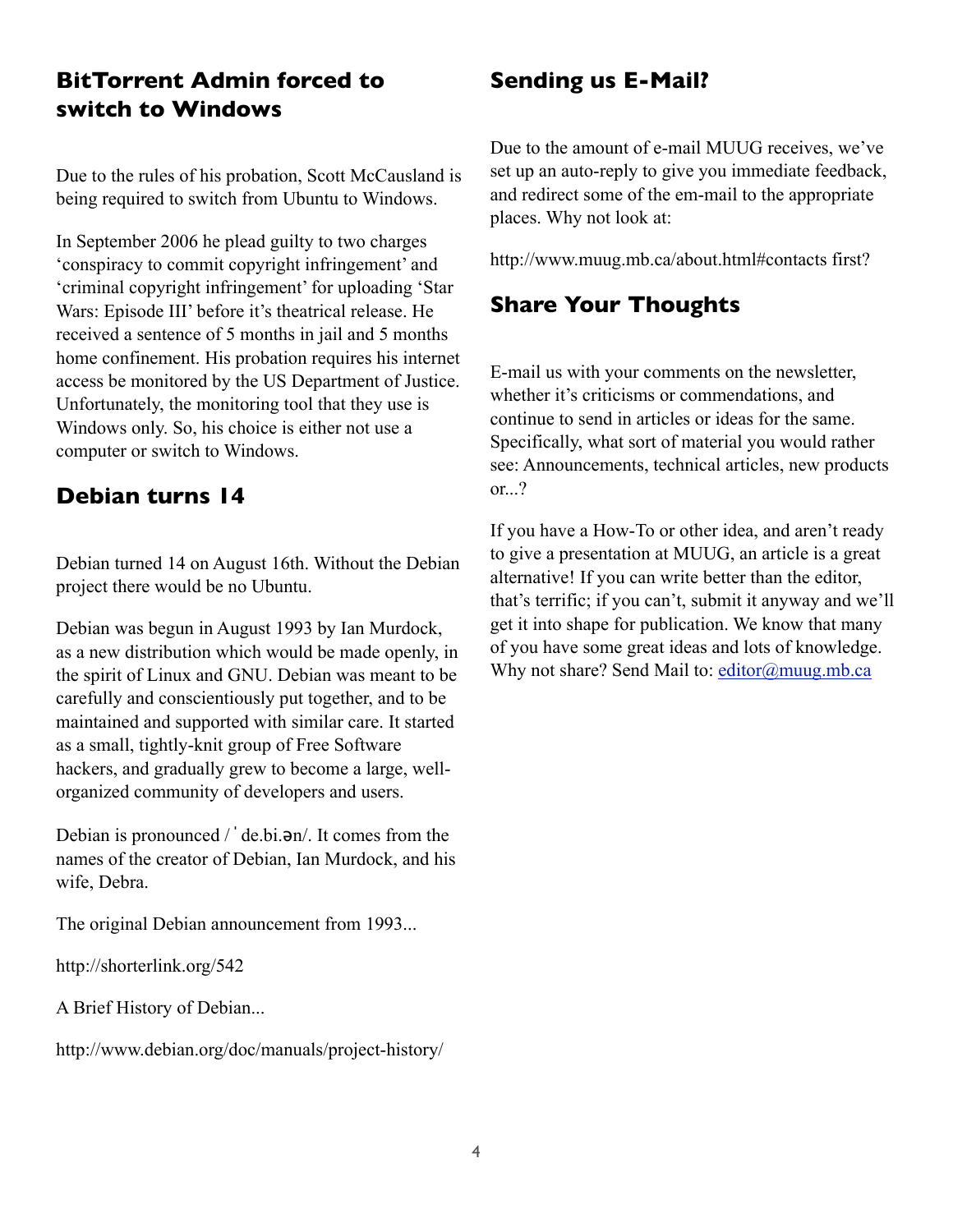## BitTorrent Admin forced to switch to Windows

Due to the rules of his probation, Scott McCausland is being required to switch from Ubuntu to Windows.

In September 2006 he plead guilty to two charges 'conspiracy to commit copyright infringement' and 'criminal copyright infringement' for uploading 'Star Wars: Episode III' before it's theatrical release. He received a sentence of 5 months in jail and 5 months home confinement. His probation requires his internet access be monitored by the US Department of Justice. Unfortunately, the monitoring tool that they use is Windows only. So, his choice is either not use a computer or switch to Windows.

## Debian turns 14

Debian turned 14 on August 16th. Without the Debian project there would be no Ubuntu.

Debian was begun in August 1993 by Ian Murdock, as a new distribution which would be made openly, in the spirit of Linux and GNU. Debian was meant to be carefully and conscientiously put together, and to be maintained and supported with similar care. It started as a small, tightly-knit group of Free Software hackers, and gradually grew to become a large, well-organized community of developers and users.

Debian is pronounced /ˈde.bi.ən/. It comes from the names of the creator of Debian, Ian Murdock, and his wife, Debra.

The original Debian announcement from 1993...

http://shorterlink.org/542

A Brief History of Debian...

http://www.debian.org/doc/manuals/project-history/

## Sending us E-Mail?

Due to the amount of e-mail MUUG receives, we've set up an auto-reply to give you immediate feedback, and redirect some of the em-mail to the appropriate places. Why not look at:

http://www.muug.mb.ca/about.html#contacts first?

## Share Your Thoughts

E-mail us with your comments on the newsletter, whether it's criticisms or commendations, and continue to send in articles or ideas for the same. Specifically, what sort of material you would rather see: Announcements, technical articles, new products or...?

If you have a How-To or other idea, and aren't ready to give a presentation at MUUG, an article is a great alternative! If you can write better than the editor, that's terrific; if you can't, submit it anyway and we'll get it into shape for publication. We know that many of you have some great ideas and lots of knowledge. Why not share? Send Mail to: editor@muug.mb.ca